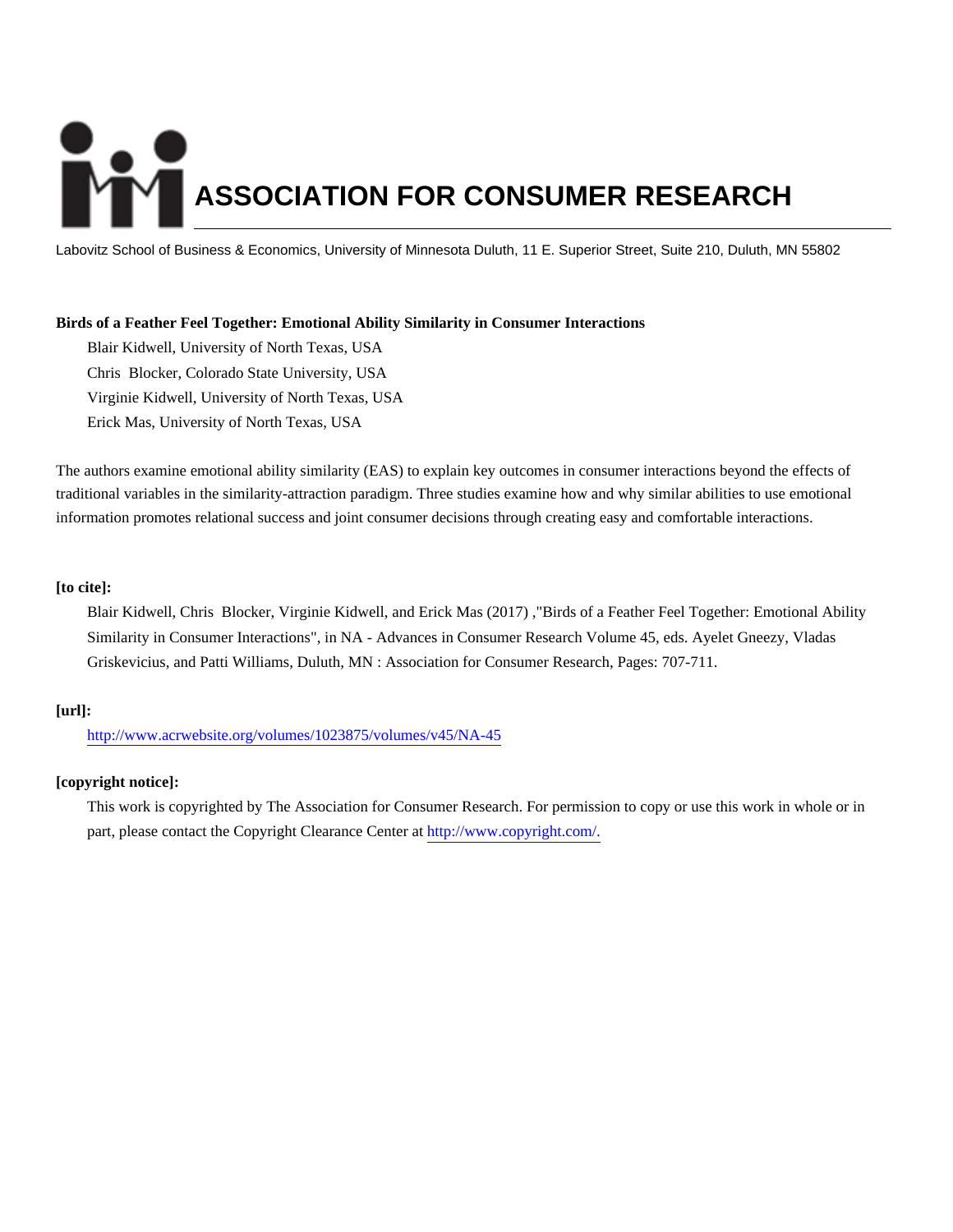# ASSOCIATION FOR CONSUMER RESEARCH

Labovitz School of Business & Economics, University of Minnesota Duluth, 11 E. Superior Street, Suite 210, Duluth, MN 55802

**Birds of a Feather Feel Together: Emotional Ability Similarity in Consumer Interactions**

Blair Kidwell, University of North Texas, USA
Chris Blocker, Colorado State University, USA
Virginie Kidwell, University of North Texas, USA
Erick Mas, University of North Texas, USA

The authors examine emotional ability similarity (EAS) to explain key outcomes in consumer interactions beyond the effects of traditional variables in the similarity-attraction paradigm. Three studies examine how and why similar abilities to use emotional information promotes relational success and joint consumer decisions through creating easy and comfortable interactions.

**[to cite]:**

Blair Kidwell, Chris Blocker, Virginie Kidwell, and Erick Mas (2017) ,"Birds of a Feather Feel Together: Emotional Ability Similarity in Consumer Interactions", in NA - Advances in Consumer Research Volume 45, eds. Ayelet Gneezy, Vladas Griskevicius, and Patti Williams, Duluth, MN : Association for Consumer Research, Pages: 707-711.

**[url]:**

http://www.acrwebsite.org/volumes/1023875/volumes/v45/NA-45

**[copyright notice]:**

This work is copyrighted by The Association for Consumer Research. For permission to copy or use this work in whole or in part, please contact the Copyright Clearance Center at http://www.copyright.com/.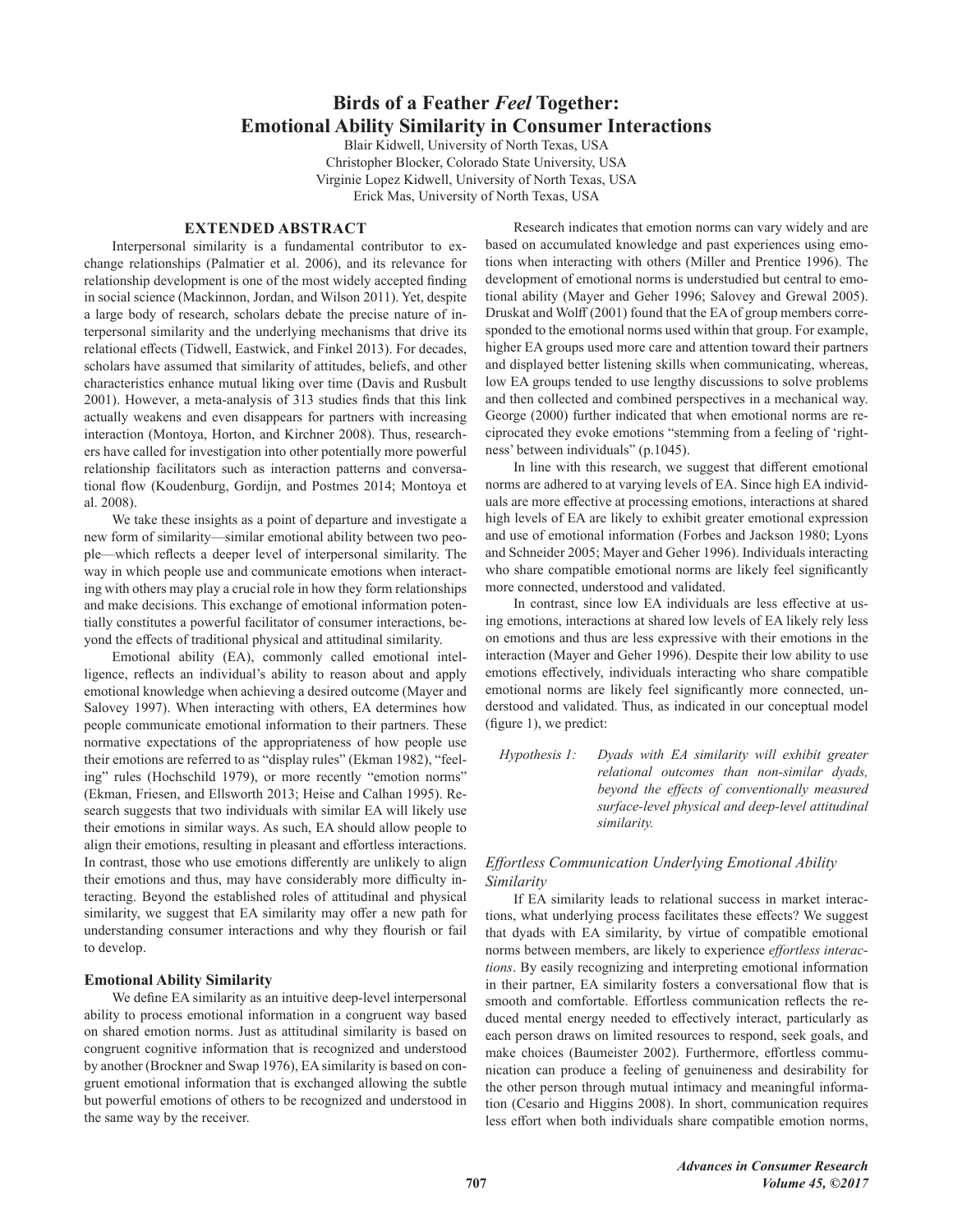# Birds of a Feather *Feel* Together: Emotional Ability Similarity in Consumer Interactions

Blair Kidwell, University of North Texas, USA
Christopher Blocker, Colorado State University, USA
Virginie Lopez Kidwell, University of North Texas, USA
Erick Mas, University of North Texas, USA

## EXTENDED ABSTRACT

Interpersonal similarity is a fundamental contributor to exchange relationships (Palmatier et al. 2006), and its relevance for relationship development is one of the most widely accepted finding in social science (Mackinnon, Jordan, and Wilson 2011). Yet, despite a large body of research, scholars debate the precise nature of interpersonal similarity and the underlying mechanisms that drive its relational effects (Tidwell, Eastwick, and Finkel 2013). For decades, scholars have assumed that similarity of attitudes, beliefs, and other characteristics enhance mutual liking over time (Davis and Rusbult 2001). However, a meta-analysis of 313 studies finds that this link actually weakens and even disappears for partners with increasing interaction (Montoya, Horton, and Kirchner 2008). Thus, researchers have called for investigation into other potentially more powerful relationship facilitators such as interaction patterns and conversational flow (Koudenburg, Gordijn, and Postmes 2014; Montoya et al. 2008).

We take these insights as a point of departure and investigate a new form of similarity—similar emotional ability between two people—which reflects a deeper level of interpersonal similarity. The way in which people use and communicate emotions when interacting with others may play a crucial role in how they form relationships and make decisions. This exchange of emotional information potentially constitutes a powerful facilitator of consumer interactions, beyond the effects of traditional physical and attitudinal similarity.

Emotional ability (EA), commonly called emotional intelligence, reflects an individual's ability to reason about and apply emotional knowledge when achieving a desired outcome (Mayer and Salovey 1997). When interacting with others, EA determines how people communicate emotional information to their partners. These normative expectations of the appropriateness of how people use their emotions are referred to as "display rules" (Ekman 1982), "feeling" rules (Hochschild 1979), or more recently "emotion norms" (Ekman, Friesen, and Ellsworth 2013; Heise and Calhan 1995). Research suggests that two individuals with similar EA will likely use their emotions in similar ways. As such, EA should allow people to align their emotions, resulting in pleasant and effortless interactions. In contrast, those who use emotions differently are unlikely to align their emotions and thus, may have considerably more difficulty interacting. Beyond the established roles of attitudinal and physical similarity, we suggest that EA similarity may offer a new path for understanding consumer interactions and why they flourish or fail to develop.

### Emotional Ability Similarity

We define EA similarity as an intuitive deep-level interpersonal ability to process emotional information in a congruent way based on shared emotion norms. Just as attitudinal similarity is based on congruent cognitive information that is recognized and understood by another (Brockner and Swap 1976), EA similarity is based on congruent emotional information that is exchanged allowing the subtle but powerful emotions of others to be recognized and understood in the same way by the receiver.

Research indicates that emotion norms can vary widely and are based on accumulated knowledge and past experiences using emotions when interacting with others (Miller and Prentice 1996). The development of emotional norms is understudied but central to emotional ability (Mayer and Geher 1996; Salovey and Grewal 2005). Druskat and Wolff (2001) found that the EA of group members corresponded to the emotional norms used within that group. For example, higher EA groups used more care and attention toward their partners and displayed better listening skills when communicating, whereas, low EA groups tended to use lengthy discussions to solve problems and then collected and combined perspectives in a mechanical way. George (2000) further indicated that when emotional norms are reciprocated they evoke emotions "stemming from a feeling of 'rightness' between individuals" (p.1045).

In line with this research, we suggest that different emotional norms are adhered to at varying levels of EA. Since high EA individuals are more effective at processing emotions, interactions at shared high levels of EA are likely to exhibit greater emotional expression and use of emotional information (Forbes and Jackson 1980; Lyons and Schneider 2005; Mayer and Geher 1996). Individuals interacting who share compatible emotional norms are likely feel significantly more connected, understood and validated.

In contrast, since low EA individuals are less effective at using emotions, interactions at shared low levels of EA likely rely less on emotions and thus are less expressive with their emotions in the interaction (Mayer and Geher 1996). Despite their low ability to use emotions effectively, individuals interacting who share compatible emotional norms are likely feel significantly more connected, understood and validated. Thus, as indicated in our conceptual model (figure 1), we predict:

*Hypothesis 1: Dyads with EA similarity will exhibit greater relational outcomes than non-similar dyads, beyond the effects of conventionally measured surface-level physical and deep-level attitudinal similarity.*

### *Effortless Communication Underlying Emotional Ability Similarity*

If EA similarity leads to relational success in market interactions, what underlying process facilitates these effects? We suggest that dyads with EA similarity, by virtue of compatible emotional norms between members, are likely to experience *effortless interactions*. By easily recognizing and interpreting emotional information in their partner, EA similarity fosters a conversational flow that is smooth and comfortable. Effortless communication reflects the reduced mental energy needed to effectively interact, particularly as each person draws on limited resources to respond, seek goals, and make choices (Baumeister 2002). Furthermore, effortless communication can produce a feeling of genuineness and desirability for the other person through mutual intimacy and meaningful information (Cesario and Higgins 2008). In short, communication requires less effort when both individuals share compatible emotion norms,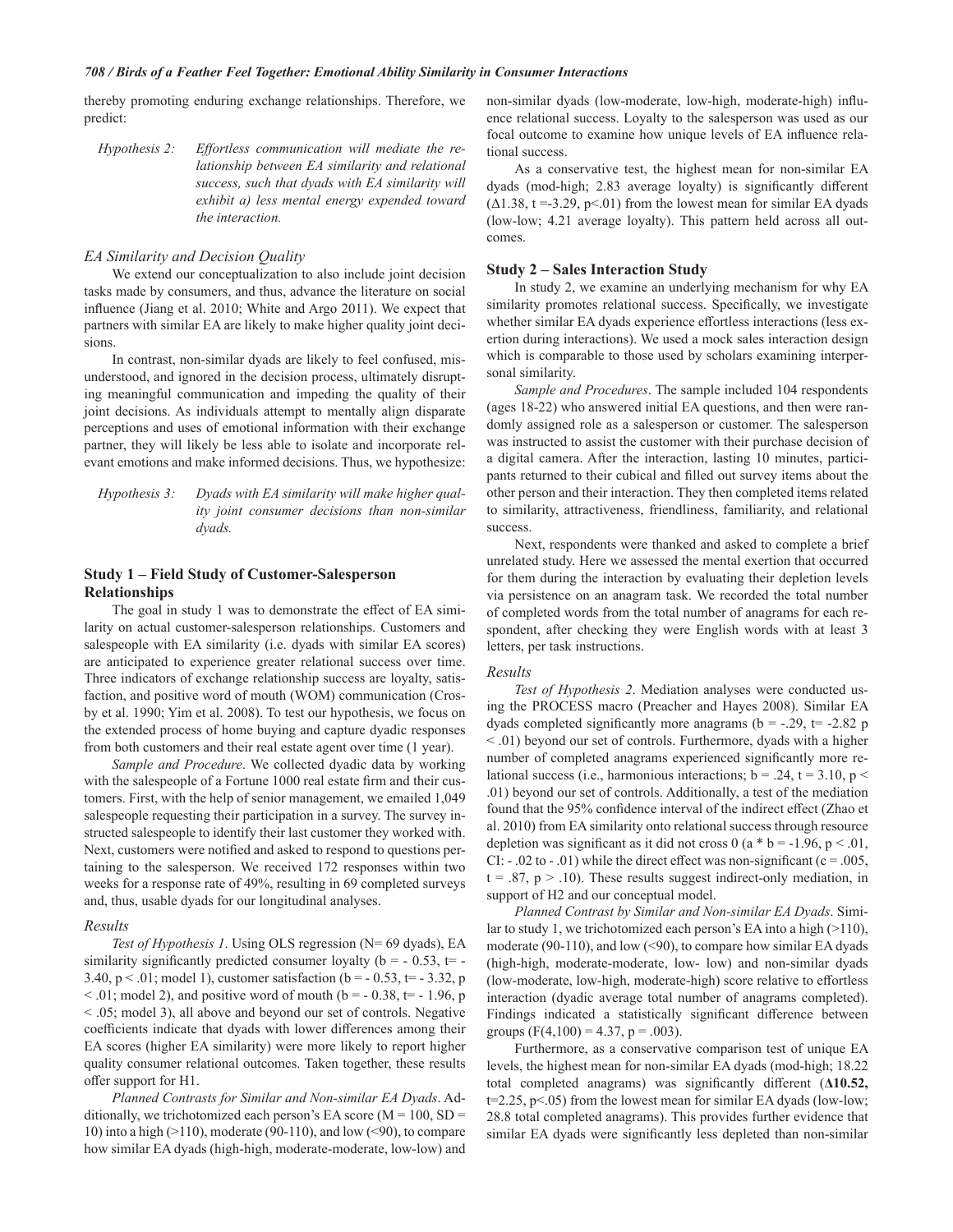thereby promoting enduring exchange relationships. Therefore, we predict:

> *Hypothesis 2: Effortless communication will mediate the relationship between EA similarity and relational success, such that dyads with EA similarity will exhibit a) less mental energy expended toward the interaction.*

### *EA Similarity and Decision Quality*

We extend our conceptualization to also include joint decision tasks made by consumers, and thus, advance the literature on social influence (Jiang et al. 2010; White and Argo 2011). We expect that partners with similar EA are likely to make higher quality joint decisions.

In contrast, non-similar dyads are likely to feel confused, misunderstood, and ignored in the decision process, ultimately disrupting meaningful communication and impeding the quality of their joint decisions. As individuals attempt to mentally align disparate perceptions and uses of emotional information with their exchange partner, they will likely be less able to isolate and incorporate relevant emotions and make informed decisions. Thus, we hypothesize:

> *Hypothesis 3: Dyads with EA similarity will make higher quality joint consumer decisions than non-similar dyads.*

## Study 1 – Field Study of Customer-Salesperson Relationships

The goal in study 1 was to demonstrate the effect of EA similarity on actual customer-salesperson relationships. Customers and salespeople with EA similarity (i.e. dyads with similar EA scores) are anticipated to experience greater relational success over time. Three indicators of exchange relationship success are loyalty, satisfaction, and positive word of mouth (WOM) communication (Crosby et al. 1990; Yim et al. 2008). To test our hypothesis, we focus on the extended process of home buying and capture dyadic responses from both customers and their real estate agent over time (1 year).

*Sample and Procedure*. We collected dyadic data by working with the salespeople of a Fortune 1000 real estate firm and their customers. First, with the help of senior management, we emailed 1,049 salespeople requesting their participation in a survey. The survey instructed salespeople to identify their last customer they worked with. Next, customers were notified and asked to respond to questions pertaining to the salesperson. We received 172 responses within two weeks for a response rate of 49%, resulting in 69 completed surveys and, thus, usable dyads for our longitudinal analyses.

### *Results*

*Test of Hypothesis 1*. Using OLS regression (N= 69 dyads), EA similarity significantly predicted consumer loyalty ($b = -0.53$, $t = -3.40$, $p < .01$; model 1), customer satisfaction ($b = -0.53$, $t = -3.32$, $p < .01$; model 2), and positive word of mouth ($b = -0.38$, $t = -1.96$, $p < .05$; model 3), all above and beyond our set of controls. Negative coefficients indicate that dyads with lower differences among their EA scores (higher EA similarity) were more likely to report higher quality consumer relational outcomes. Taken together, these results offer support for H1.

*Planned Contrasts for Similar and Non-similar EA Dyads*. Additionally, we trichotomized each person's EA score ($M = 100$, $SD = 10$) into a high (>110), moderate (90-110), and low (<90), to compare how similar EA dyads (high-high, moderate-moderate, low-low) and non-similar dyads (low-moderate, low-high, moderate-high) influence relational success. Loyalty to the salesperson was used as our focal outcome to examine how unique levels of EA influence relational success.

As a conservative test, the highest mean for non-similar EA dyads (mod-high; 2.83 average loyalty) is significantly different ($\Delta 1.38$, $t = -3.29$, $p < .01$) from the lowest mean for similar EA dyads (low-low; 4.21 average loyalty). This pattern held across all outcomes.

## Study 2 – Sales Interaction Study

In study 2, we examine an underlying mechanism for why EA similarity promotes relational success. Specifically, we investigate whether similar EA dyads experience effortless interactions (less exertion during interactions). We used a mock sales interaction design which is comparable to those used by scholars examining interpersonal similarity.

*Sample and Procedures*. The sample included 104 respondents (ages 18-22) who answered initial EA questions, and then were randomly assigned role as a salesperson or customer. The salesperson was instructed to assist the customer with their purchase decision of a digital camera. After the interaction, lasting 10 minutes, participants returned to their cubical and filled out survey items about the other person and their interaction. They then completed items related to similarity, attractiveness, friendliness, familiarity, and relational success.

Next, respondents were thanked and asked to complete a brief unrelated study. Here we assessed the mental exertion that occurred for them during the interaction by evaluating their depletion levels via persistence on an anagram task. We recorded the total number of completed words from the total number of anagrams for each respondent, after checking they were English words with at least 3 letters, per task instructions.

### *Results*

*Test of Hypothesis 2*. Mediation analyses were conducted using the PROCESS macro (Preacher and Hayes 2008). Similar EA dyads completed significantly more anagrams ($b = -.29$, $t = -2.82$ $p < .01$) beyond our set of controls. Furthermore, dyads with a higher number of completed anagrams experienced significantly more relational success (i.e., harmonious interactions; $b = .24$, $t = 3.10$, $p < .01$) beyond our set of controls. Additionally, a test of the mediation found that the 95% confidence interval of the indirect effect (Zhao et al. 2010) from EA similarity onto relational success through resource depletion was significant as it did not cross 0 ($a * b = -1.96$, $p < .01$, CI: $-.02$ to $-.01$) while the direct effect was non-significant ($c = .005$, $t = .87$, $p > .10$). These results suggest indirect-only mediation, in support of H2 and our conceptual model.

*Planned Contrast by Similar and Non-similar EA Dyads*. Similar to study 1, we trichotomized each person's EA into a high (>110), moderate (90-110), and low (<90), to compare how similar EA dyads (high-high, moderate-moderate, low- low) and non-similar dyads (low-moderate, low-high, moderate-high) score relative to effortless interaction (dyadic average total number of anagrams completed). Findings indicated a statistically significant difference between groups ($F(4,100) = 4.37$, $p = .003$).

Furthermore, as a conservative comparison test of unique EA levels, the highest mean for non-similar EA dyads (mod-high; 18.22 total completed anagrams) was significantly different (**$\Delta$10.52,** $t=2.25$, $p<.05$) from the lowest mean for similar EA dyads (low-low; 28.8 total completed anagrams). This provides further evidence that similar EA dyads were significantly less depleted than non-similar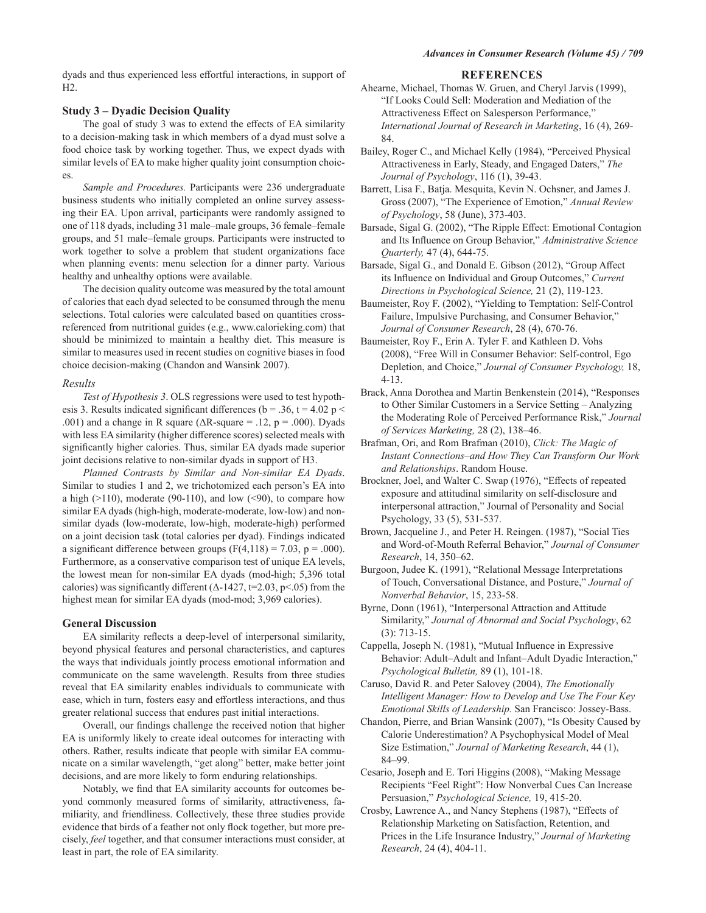dyads and thus experienced less effortful interactions, in support of H2.

### Study 3 – Dyadic Decision Quality

The goal of study 3 was to extend the effects of EA similarity to a decision-making task in which members of a dyad must solve a food choice task by working together. Thus, we expect dyads with similar levels of EA to make higher quality joint consumption choices.

*Sample and Procedures.* Participants were 236 undergraduate business students who initially completed an online survey assessing their EA. Upon arrival, participants were randomly assigned to one of 118 dyads, including 31 male–male groups, 36 female–female groups, and 51 male–female groups. Participants were instructed to work together to solve a problem that student organizations face when planning events: menu selection for a dinner party. Various healthy and unhealthy options were available.

The decision quality outcome was measured by the total amount of calories that each dyad selected to be consumed through the menu selections. Total calories were calculated based on quantities cross-referenced from nutritional guides (e.g., www.calorieking.com) that should be minimized to maintain a healthy diet. This measure is similar to measures used in recent studies on cognitive biases in food choice decision-making (Chandon and Wansink 2007).

#### *Results*

*Test of Hypothesis 3*. OLS regressions were used to test hypothesis 3. Results indicated significant differences ($b = .36$, $t = 4.02$ $p < .001$) and a change in R square ($\Delta R\text{-square} = .12$, $p = .000$). Dyads with less EA similarity (higher difference scores) selected meals with significantly higher calories. Thus, similar EA dyads made superior joint decisions relative to non-similar dyads in support of H3.

*Planned Contrasts by Similar and Non-similar EA Dyads*. Similar to studies 1 and 2, we trichotomized each person's EA into a high (>110), moderate (90-110), and low (<90), to compare how similar EA dyads (high-high, moderate-moderate, low-low) and non-similar dyads (low-moderate, low-high, moderate-high) performed on a joint decision task (total calories per dyad). Findings indicated a significant difference between groups ($F(4,118) = 7.03$, $p = .000$). Furthermore, as a conservative comparison test of unique EA levels, the lowest mean for non-similar EA dyads (mod-high; 5,396 total calories) was significantly different ($\Delta$-1427, $t=2.03$, $p<.05$) from the highest mean for similar EA dyads (mod-mod; 3,969 calories).

### General Discussion

EA similarity reflects a deep-level of interpersonal similarity, beyond physical features and personal characteristics, and captures the ways that individuals jointly process emotional information and communicate on the same wavelength. Results from three studies reveal that EA similarity enables individuals to communicate with ease, which in turn, fosters easy and effortless interactions, and thus greater relational success that endures past initial interactions.

Overall, our findings challenge the received notion that higher EA is uniformly likely to create ideal outcomes for interacting with others. Rather, results indicate that people with similar EA communicate on a similar wavelength, "get along" better, make better joint decisions, and are more likely to form enduring relationships.

Notably, we find that EA similarity accounts for outcomes beyond commonly measured forms of similarity, attractiveness, familiarity, and friendliness. Collectively, these three studies provide evidence that birds of a feather not only flock together, but more precisely, *feel* together, and that consumer interactions must consider, at least in part, the role of EA similarity.

## REFERENCES

Ahearne, Michael, Thomas W. Gruen, and Cheryl Jarvis (1999), "If Looks Could Sell: Moderation and Mediation of the Attractiveness Effect on Salesperson Performance," *International Journal of Research in Marketing*, 16 (4), 269-84.

Bailey, Roger C., and Michael Kelly (1984), "Perceived Physical Attractiveness in Early, Steady, and Engaged Daters," *The Journal of Psychology*, 116 (1), 39-43.

Barrett, Lisa F., Batja. Mesquita, Kevin N. Ochsner, and James J. Gross (2007), "The Experience of Emotion," *Annual Review of Psychology*, 58 (June), 373-403.

Barsade, Sigal G. (2002), "The Ripple Effect: Emotional Contagion and Its Influence on Group Behavior," *Administrative Science Quarterly,* 47 (4), 644-75.

Barsade, Sigal G., and Donald E. Gibson (2012), "Group Affect its Influence on Individual and Group Outcomes," *Current Directions in Psychological Science,* 21 (2), 119-123.

Baumeister, Roy F. (2002), "Yielding to Temptation: Self-Control Failure, Impulsive Purchasing, and Consumer Behavior," *Journal of Consumer Research*, 28 (4), 670-76.

Baumeister, Roy F., Erin A. Tyler F. and Kathleen D. Vohs (2008), "Free Will in Consumer Behavior: Self-control, Ego Depletion, and Choice," *Journal of Consumer Psychology,* 18, 4-13.

Brack, Anna Dorothea and Martin Benkenstein (2014), "Responses to Other Similar Customers in a Service Setting – Analyzing the Moderating Role of Perceived Performance Risk," *Journal of Services Marketing,* 28 (2), 138–46.

Brafman, Ori, and Rom Brafman (2010), *Click: The Magic of Instant Connections–and How They Can Transform Our Work and Relationships*. Random House.

Brockner, Joel, and Walter C. Swap (1976), "Effects of repeated exposure and attitudinal similarity on self-disclosure and interpersonal attraction," Journal of Personality and Social Psychology, 33 (5), 531-537.

Brown, Jacqueline J., and Peter H. Reingen. (1987), "Social Ties and Word-of-Mouth Referral Behavior," *Journal of Consumer Research*, 14, 350–62.

Burgoon, Judee K. (1991), "Relational Message Interpretations of Touch, Conversational Distance, and Posture," *Journal of Nonverbal Behavior*, 15, 233-58.

Byrne, Donn (1961), "Interpersonal Attraction and Attitude Similarity," *Journal of Abnormal and Social Psychology*, 62 (3): 713-15.

Cappella, Joseph N. (1981), "Mutual Influence in Expressive Behavior: Adult–Adult and Infant–Adult Dyadic Interaction," *Psychological Bulletin,* 89 (1), 101-18.

Caruso, David R. and Peter Salovey (2004), *The Emotionally Intelligent Manager: How to Develop and Use The Four Key Emotional Skills of Leadership.* San Francisco: Jossey-Bass.

Chandon, Pierre, and Brian Wansink (2007), "Is Obesity Caused by Calorie Underestimation? A Psychophysical Model of Meal Size Estimation," *Journal of Marketing Research*, 44 (1), 84–99.

Cesario, Joseph and E. Tori Higgins (2008), "Making Message Recipients "Feel Right": How Nonverbal Cues Can Increase Persuasion," *Psychological Science,* 19, 415-20.

Crosby, Lawrence A., and Nancy Stephens (1987), "Effects of Relationship Marketing on Satisfaction, Retention, and Prices in the Life Insurance Industry," *Journal of Marketing Research*, 24 (4), 404-11.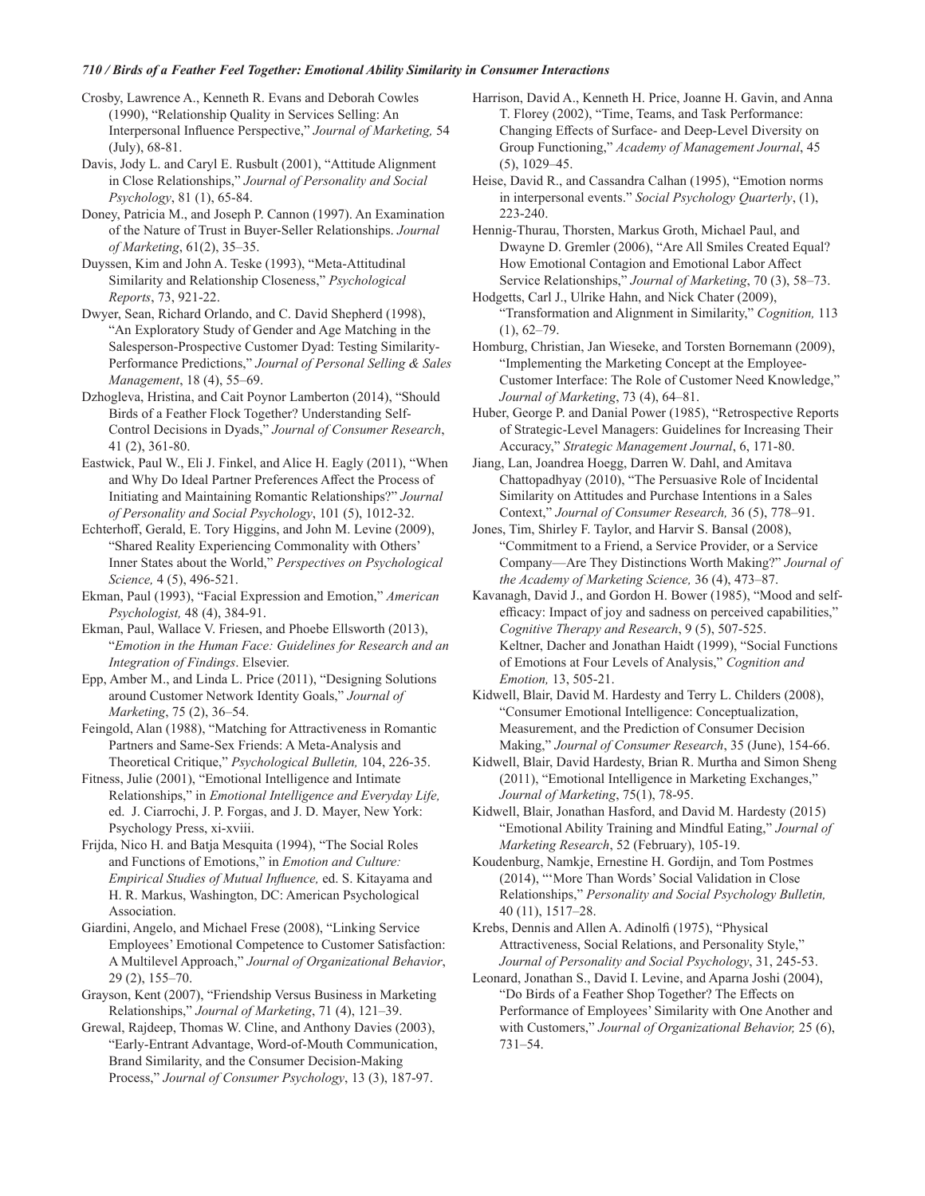Crosby, Lawrence A., Kenneth R. Evans and Deborah Cowles (1990), "Relationship Quality in Services Selling: An Interpersonal Influence Perspective," *Journal of Marketing,* 54 (July), 68-81.

Davis, Jody L. and Caryl E. Rusbult (2001), "Attitude Alignment in Close Relationships," *Journal of Personality and Social Psychology*, 81 (1), 65-84.

Doney, Patricia M., and Joseph P. Cannon (1997). An Examination of the Nature of Trust in Buyer-Seller Relationships. *Journal of Marketing*, 61(2), 35–35.

Duyssen, Kim and John A. Teske (1993), "Meta-Attitudinal Similarity and Relationship Closeness," *Psychological Reports*, 73, 921-22.

Dwyer, Sean, Richard Orlando, and C. David Shepherd (1998), "An Exploratory Study of Gender and Age Matching in the Salesperson-Prospective Customer Dyad: Testing Similarity-Performance Predictions," *Journal of Personal Selling & Sales Management*, 18 (4), 55–69.

Dzhogleva, Hristina, and Cait Poynor Lamberton (2014), "Should Birds of a Feather Flock Together? Understanding Self-Control Decisions in Dyads," *Journal of Consumer Research*, 41 (2), 361-80.

Eastwick, Paul W., Eli J. Finkel, and Alice H. Eagly (2011), "When and Why Do Ideal Partner Preferences Affect the Process of Initiating and Maintaining Romantic Relationships?" *Journal of Personality and Social Psychology*, 101 (5), 1012-32.

Echterhoff, Gerald, E. Tory Higgins, and John M. Levine (2009), "Shared Reality Experiencing Commonality with Others' Inner States about the World," *Perspectives on Psychological Science,* 4 (5), 496-521.

Ekman, Paul (1993), "Facial Expression and Emotion," *American Psychologist,* 48 (4), 384-91.

Ekman, Paul, Wallace V. Friesen, and Phoebe Ellsworth (2013), "*Emotion in the Human Face: Guidelines for Research and an Integration of Findings*. Elsevier.

Epp, Amber M., and Linda L. Price (2011), "Designing Solutions around Customer Network Identity Goals," *Journal of Marketing*, 75 (2), 36–54.

Feingold, Alan (1988), "Matching for Attractiveness in Romantic Partners and Same-Sex Friends: A Meta-Analysis and Theoretical Critique," *Psychological Bulletin,* 104, 226-35.

Fitness, Julie (2001), "Emotional Intelligence and Intimate Relationships," in *Emotional Intelligence and Everyday Life,* ed. J. Ciarrochi, J. P. Forgas, and J. D. Mayer, New York: Psychology Press, xi-xviii.

Frijda, Nico H. and Batja Mesquita (1994), "The Social Roles and Functions of Emotions," in *Emotion and Culture: Empirical Studies of Mutual Influence,* ed. S. Kitayama and H. R. Markus, Washington, DC: American Psychological Association.

Giardini, Angelo, and Michael Frese (2008), "Linking Service Employees' Emotional Competence to Customer Satisfaction: A Multilevel Approach," *Journal of Organizational Behavior*, 29 (2), 155–70.

Grayson, Kent (2007), "Friendship Versus Business in Marketing Relationships," *Journal of Marketing*, 71 (4), 121–39.

Grewal, Rajdeep, Thomas W. Cline, and Anthony Davies (2003), "Early-Entrant Advantage, Word-of-Mouth Communication, Brand Similarity, and the Consumer Decision-Making Process," *Journal of Consumer Psychology*, 13 (3), 187-97.

Harrison, David A., Kenneth H. Price, Joanne H. Gavin, and Anna T. Florey (2002), "Time, Teams, and Task Performance: Changing Effects of Surface- and Deep-Level Diversity on Group Functioning," *Academy of Management Journal*, 45 (5), 1029–45.

Heise, David R., and Cassandra Calhan (1995), "Emotion norms in interpersonal events." *Social Psychology Quarterly*, (1), 223-240.

Hennig-Thurau, Thorsten, Markus Groth, Michael Paul, and Dwayne D. Gremler (2006), "Are All Smiles Created Equal? How Emotional Contagion and Emotional Labor Affect Service Relationships," *Journal of Marketing*, 70 (3), 58–73.

Hodgetts, Carl J., Ulrike Hahn, and Nick Chater (2009), "Transformation and Alignment in Similarity," *Cognition,* 113 (1), 62–79.

Homburg, Christian, Jan Wieseke, and Torsten Bornemann (2009), "Implementing the Marketing Concept at the Employee-Customer Interface: The Role of Customer Need Knowledge," *Journal of Marketing*, 73 (4), 64–81.

Huber, George P. and Danial Power (1985), "Retrospective Reports of Strategic-Level Managers: Guidelines for Increasing Their Accuracy," *Strategic Management Journal*, 6, 171-80.

Jiang, Lan, Joandrea Hoegg, Darren W. Dahl, and Amitava Chattopadhyay (2010), "The Persuasive Role of Incidental Similarity on Attitudes and Purchase Intentions in a Sales Context," *Journal of Consumer Research,* 36 (5), 778–91.

Jones, Tim, Shirley F. Taylor, and Harvir S. Bansal (2008), "Commitment to a Friend, a Service Provider, or a Service Company—Are They Distinctions Worth Making?" *Journal of the Academy of Marketing Science,* 36 (4), 473–87.

Kavanagh, David J., and Gordon H. Bower (1985), "Mood and self-efficacy: Impact of joy and sadness on perceived capabilities," *Cognitive Therapy and Research*, 9 (5), 507-525.

Keltner, Dacher and Jonathan Haidt (1999), "Social Functions of Emotions at Four Levels of Analysis," *Cognition and Emotion,* 13, 505-21.

Kidwell, Blair, David M. Hardesty and Terry L. Childers (2008), "Consumer Emotional Intelligence: Conceptualization, Measurement, and the Prediction of Consumer Decision Making," *Journal of Consumer Research*, 35 (June), 154-66.

Kidwell, Blair, David Hardesty, Brian R. Murtha and Simon Sheng (2011), "Emotional Intelligence in Marketing Exchanges," *Journal of Marketing*, 75(1), 78-95.

Kidwell, Blair, Jonathan Hasford, and David M. Hardesty (2015) "Emotional Ability Training and Mindful Eating," *Journal of Marketing Research*, 52 (February), 105-19.

Koudenburg, Namkje, Ernestine H. Gordijn, and Tom Postmes (2014), "'More Than Words' Social Validation in Close Relationships," *Personality and Social Psychology Bulletin,* 40 (11), 1517–28.

Krebs, Dennis and Allen A. Adinolfi (1975), "Physical Attractiveness, Social Relations, and Personality Style," *Journal of Personality and Social Psychology*, 31, 245-53.

Leonard, Jonathan S., David I. Levine, and Aparna Joshi (2004), "Do Birds of a Feather Shop Together? The Effects on Performance of Employees' Similarity with One Another and with Customers," *Journal of Organizational Behavior,* 25 (6), 731–54.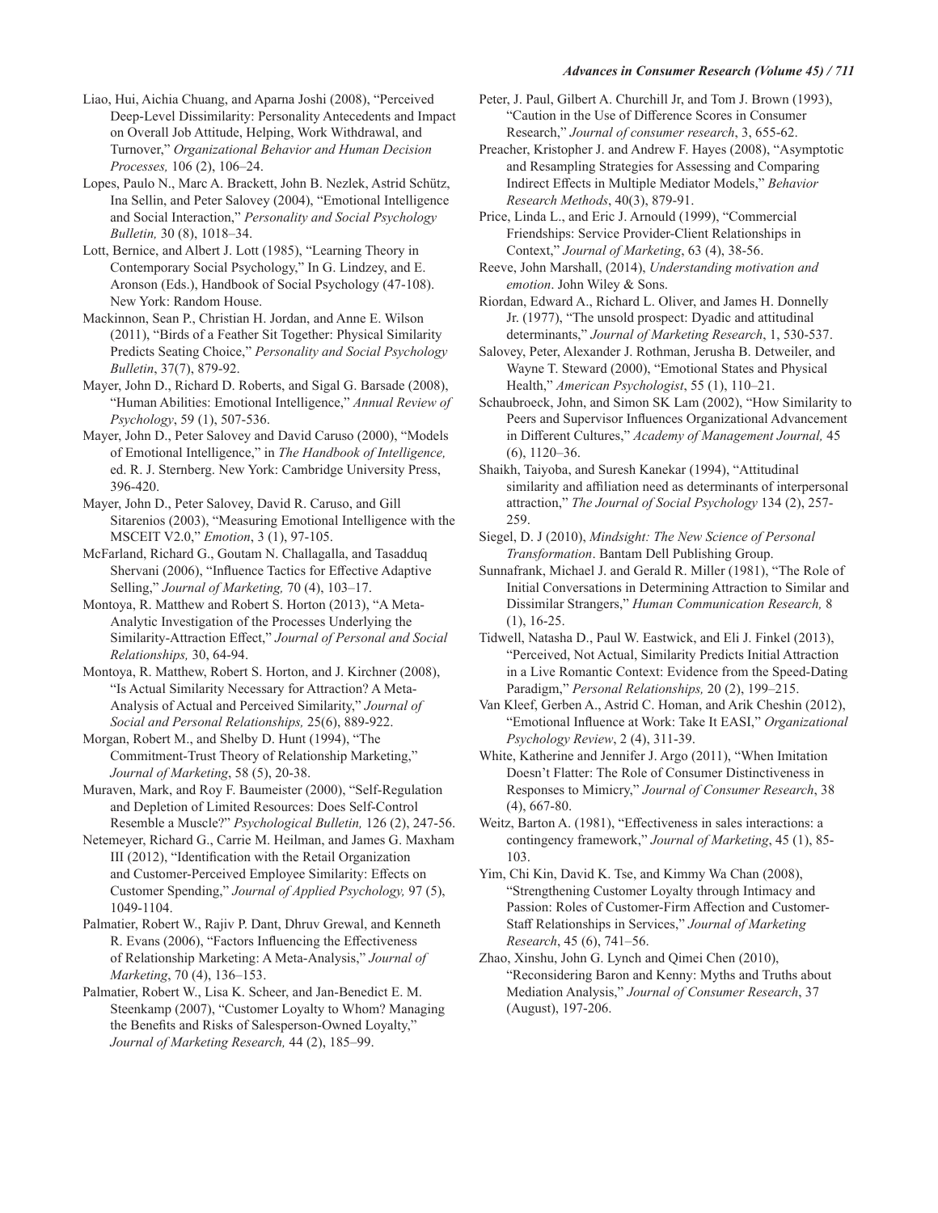Liao, Hui, Aichia Chuang, and Aparna Joshi (2008), "Perceived Deep-Level Dissimilarity: Personality Antecedents and Impact on Overall Job Attitude, Helping, Work Withdrawal, and Turnover," *Organizational Behavior and Human Decision Processes,* 106 (2), 106–24.

Lopes, Paulo N., Marc A. Brackett, John B. Nezlek, Astrid Schütz, Ina Sellin, and Peter Salovey (2004), "Emotional Intelligence and Social Interaction," *Personality and Social Psychology Bulletin,* 30 (8), 1018–34.

Lott, Bernice, and Albert J. Lott (1985), "Learning Theory in Contemporary Social Psychology," In G. Lindzey, and E. Aronson (Eds.), Handbook of Social Psychology (47-108). New York: Random House.

Mackinnon, Sean P., Christian H. Jordan, and Anne E. Wilson (2011), "Birds of a Feather Sit Together: Physical Similarity Predicts Seating Choice," *Personality and Social Psychology Bulletin*, 37(7), 879-92.

Mayer, John D., Richard D. Roberts, and Sigal G. Barsade (2008), "Human Abilities: Emotional Intelligence," *Annual Review of Psychology*, 59 (1), 507-536.

Mayer, John D., Peter Salovey and David Caruso (2000), "Models of Emotional Intelligence," in *The Handbook of Intelligence,* ed. R. J. Sternberg. New York: Cambridge University Press, 396-420.

Mayer, John D., Peter Salovey, David R. Caruso, and Gill Sitarenios (2003), "Measuring Emotional Intelligence with the MSCEIT V2.0," *Emotion*, 3 (1), 97-105.

McFarland, Richard G., Goutam N. Challagalla, and Tasadduq Shervani (2006), "Influence Tactics for Effective Adaptive Selling," *Journal of Marketing,* 70 (4), 103–17.

Montoya, R. Matthew and Robert S. Horton (2013), "A Meta-Analytic Investigation of the Processes Underlying the Similarity-Attraction Effect," *Journal of Personal and Social Relationships,* 30, 64-94.

Montoya, R. Matthew, Robert S. Horton, and J. Kirchner (2008), "Is Actual Similarity Necessary for Attraction? A Meta-Analysis of Actual and Perceived Similarity," *Journal of Social and Personal Relationships,* 25(6), 889-922.

Morgan, Robert M., and Shelby D. Hunt (1994), "The Commitment-Trust Theory of Relationship Marketing," *Journal of Marketing*, 58 (5), 20-38.

Muraven, Mark, and Roy F. Baumeister (2000), "Self-Regulation and Depletion of Limited Resources: Does Self-Control Resemble a Muscle?" *Psychological Bulletin,* 126 (2), 247-56.

Netemeyer, Richard G., Carrie M. Heilman, and James G. Maxham III (2012), "Identification with the Retail Organization and Customer-Perceived Employee Similarity: Effects on Customer Spending," *Journal of Applied Psychology,* 97 (5), 1049-1104.

Palmatier, Robert W., Rajiv P. Dant, Dhruv Grewal, and Kenneth R. Evans (2006), "Factors Influencing the Effectiveness of Relationship Marketing: A Meta-Analysis," *Journal of Marketing*, 70 (4), 136–153.

Palmatier, Robert W., Lisa K. Scheer, and Jan-Benedict E. M. Steenkamp (2007), "Customer Loyalty to Whom? Managing the Benefits and Risks of Salesperson-Owned Loyalty," *Journal of Marketing Research,* 44 (2), 185–99.

Peter, J. Paul, Gilbert A. Churchill Jr, and Tom J. Brown (1993), "Caution in the Use of Difference Scores in Consumer Research," *Journal of consumer research*, 3, 655-62.

Preacher, Kristopher J. and Andrew F. Hayes (2008), "Asymptotic and Resampling Strategies for Assessing and Comparing Indirect Effects in Multiple Mediator Models," *Behavior Research Methods*, 40(3), 879-91.

Price, Linda L., and Eric J. Arnould (1999), "Commercial Friendships: Service Provider-Client Relationships in Context," *Journal of Marketing*, 63 (4), 38-56.

Reeve, John Marshall, (2014), *Understanding motivation and emotion*. John Wiley & Sons.

Riordan, Edward A., Richard L. Oliver, and James H. Donnelly Jr. (1977), "The unsold prospect: Dyadic and attitudinal determinants," *Journal of Marketing Research*, 1, 530-537.

Salovey, Peter, Alexander J. Rothman, Jerusha B. Detweiler, and Wayne T. Steward (2000), "Emotional States and Physical Health," *American Psychologist*, 55 (1), 110–21.

Schaubroeck, John, and Simon SK Lam (2002), "How Similarity to Peers and Supervisor Influences Organizational Advancement in Different Cultures," *Academy of Management Journal,* 45 (6), 1120–36.

Shaikh, Taiyoba, and Suresh Kanekar (1994), "Attitudinal similarity and affiliation need as determinants of interpersonal attraction," *The Journal of Social Psychology* 134 (2), 257-259.

Siegel, D. J (2010), *Mindsight: The New Science of Personal Transformation*. Bantam Dell Publishing Group.

Sunnafrank, Michael J. and Gerald R. Miller (1981), "The Role of Initial Conversations in Determining Attraction to Similar and Dissimilar Strangers," *Human Communication Research,* 8 (1), 16-25.

Tidwell, Natasha D., Paul W. Eastwick, and Eli J. Finkel (2013), "Perceived, Not Actual, Similarity Predicts Initial Attraction in a Live Romantic Context: Evidence from the Speed-Dating Paradigm," *Personal Relationships,* 20 (2), 199–215.

Van Kleef, Gerben A., Astrid C. Homan, and Arik Cheshin (2012), "Emotional Influence at Work: Take It EASI," *Organizational Psychology Review*, 2 (4), 311-39.

White, Katherine and Jennifer J. Argo (2011), "When Imitation Doesn't Flatter: The Role of Consumer Distinctiveness in Responses to Mimicry," *Journal of Consumer Research*, 38 (4), 667-80.

Weitz, Barton A. (1981), "Effectiveness in sales interactions: a contingency framework," *Journal of Marketing*, 45 (1), 85-103.

Yim, Chi Kin, David K. Tse, and Kimmy Wa Chan (2008), "Strengthening Customer Loyalty through Intimacy and Passion: Roles of Customer-Firm Affection and Customer-Staff Relationships in Services," *Journal of Marketing Research*, 45 (6), 741–56.

Zhao, Xinshu, John G. Lynch and Qimei Chen (2010), "Reconsidering Baron and Kenny: Myths and Truths about Mediation Analysis," *Journal of Consumer Research*, 37 (August), 197-206.